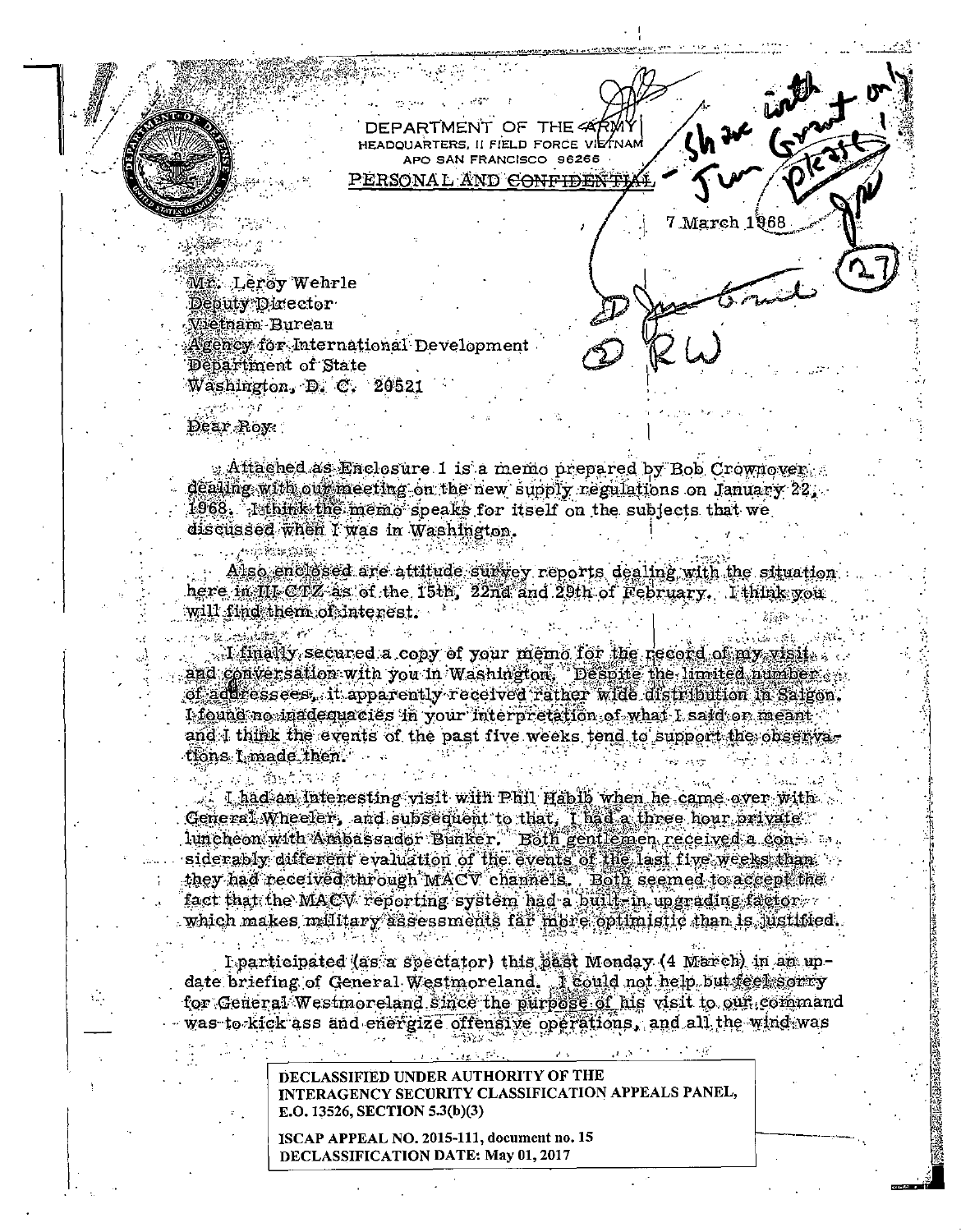DEPARTMENT OF THE ARMY
HEADQUARTERS, II FIELD FORCE VIETNAM
APO SAN FRANCISCO 96266

PERSONAL AND ~~CONFIDENTIAL~~ - Share with Jim Grant only please! JPV

7 March 1968

(27)

① Jim Grant
② RW

Mr. Leroy Wehrle
Deputy Director
Vietnam Bureau
Agency for International Development
Department of State
Washington, D. C. 20521

Dear Roy:

Attached as Enclosure 1 is a memo prepared by Bob Crownover dealing with our meeting on the new supply regulations on January 22, 1968. I think the memo speaks for itself on the subjects that we discussed when I was in Washington.

Also enclosed are attitude survey reports dealing with the situation here in III CTZ as of the 15th, 22nd and 29th of February. I think you will find them of interest.

I finally secured a copy of your memo for the record of my visit and conversation with you in Washington. Despite the limited number of addressees, it apparently received rather wide distribution in Saigon. I found no inadequacies in your interpretation of what I said or meant and I think the events of the past five weeks tend to support the observations I made then.

I had an interesting visit with Phil Habib when he came over with General Wheeler, and subsequent to that, I had a three hour private luncheon with Ambassador Bunker. Both gentlemen received a considerably different evaluation of the events of the last five weeks than they had received through MACV channels. Both seemed to accept the fact that the MACV reporting system had a built-in upgrading factor which makes military assessments far more optimistic than is justified.

I participated (as a spectator) this past Monday (4 March) in an update briefing of General Westmoreland. I could not help but feel sorry for General Westmoreland since the purpose of his visit to our command was to kick ass and energize offensive operations, and all the wind was

DECLASSIFIED UNDER AUTHORITY OF THE INTERAGENCY SECURITY CLASSIFICATION APPEALS PANEL, E.O. 13526, SECTION 5.3(b)(3)

ISCAP APPEAL NO. 2015-111, document no. 15
DECLASSIFICATION DATE: May 01, 2017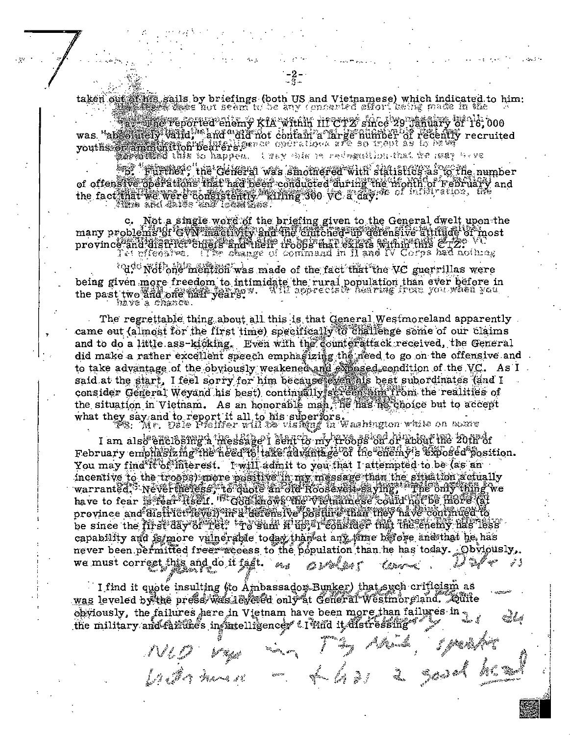taken out of his sails by briefings (both US and Vietnamese) which indicated to him:

a. The reported enemy KIA within III CTZ since 29 January of 16,000 was "absolutely valid," and "did not contain a large number of recently recruited youths or ammunition bearers."

b. Further, the General was smothered with statistics as to the number of offensive operations that had been conducted during the month of February and the fact that we were consistently "killing 300 VC a day."

c. Not a single word of the briefing given to the General dwelt upon the many problems of GVN inactivity and the clutched-up defensive attitude of most province and district chiefs and their troops that exists within this CTZ.

d. Not one mention was made of the fact that the VC guerrillas were being given more freedom to intimidate the rural population than ever before in the past two and one half years.

The regrettable thing about all this is that General Westmoreland apparently came out (almost for the first time) specifically to challenge some of our claims and to do a little ass-kicking. Even with the counterattack received, the General did make a rather excellent speech emphasizing the need to go on the offensive and to take advantage of the obviously weakened and exposed condition of the VC. As I said at the start, I feel sorry for him because even his best subordinates (and I consider General Weyand his best) continually screen him from the realities of the situation in Vietnam. As an honorable man, he has no choice but to accept what they say and to report it all to his superiors.

I am also enclosing a message I sent to my troops on or about the 20th of February emphasizing the need to take advantage of the enemy's exposed position. You may find it of interest. I will admit to you that I attempted to be (as an incentive to the troops) more positive in my message than the situation actually warranted. Nevertheless, to quote an old Roosevelt saying, "The only thing we have to fear is fear itself." God knows the Vietnamese could not be more (at province and district level) in a defensive posture than they have continued to be since the first day of Tet. To sum it up, I consider that the enemy has less capability and is more vulnerable today than at any time before and that he has never been permitted freer access to the population than he has today. Obviously, we must correct this and do it fast.

I find it quote insulting (to Ambassador Bunker) that such criticism as was leveled by the press was leveled only at General Westmoreland. Quite obviously, the failures here in Vietnam have been more than failures in the military and failures in intelligence. I find it distressing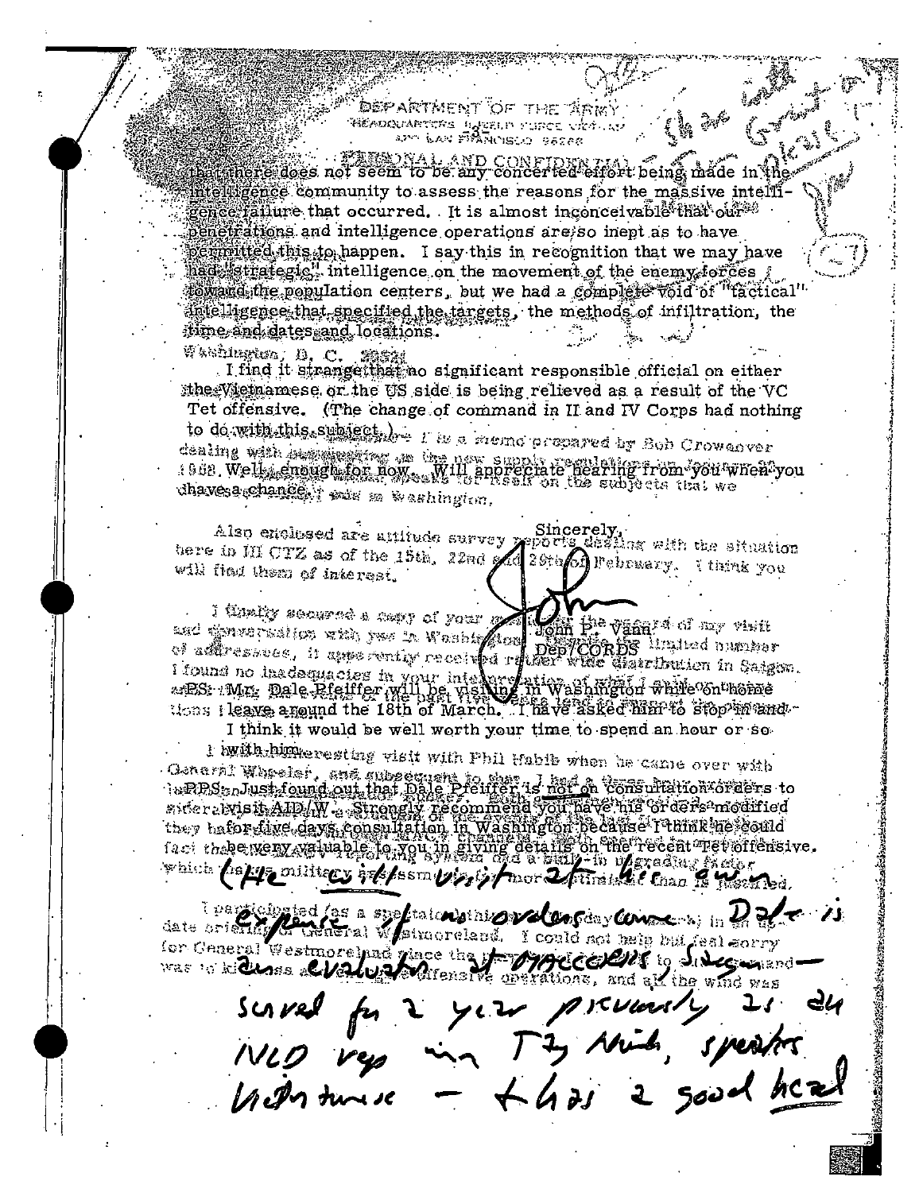DEPARTMENT OF THE ARMY
HEADQUARTERS II FIELD FORCE VIETNAM
APO SAN FRANCISCO 96266

PERSONAL AND CONFIDENTIAL

that there does not seem to be any concerted effort being made in the intelligence community to assess the reasons for the massive intelligence failure that occurred. It is almost inconceivable that our penetrations and intelligence operations are so inept as to have permitted this to happen. I say this in recognition that we may have had "strategic" intelligence on the movement of the enemy forces toward the population centers, but we had a complete void of "tactical" intelligence that specified the targets, the methods of infiltration, the time and dates and locations.

I find it strange that no significant responsible official on either the Vietnamese or the US side is being relieved as a result of the VC Tet offensive. (The change of command in II and IV Corps had nothing to do with this subject.)

Well, enough for now. Will appreciate hearing from you when you have a chance.

Sincerely,

John

John P. Vann
Dep/CORDS

PS: Mr. Dale Pfeiffer will be visiting in Washington while on home leave around the 18th of March. I have asked him to stop in and I think it would be well worth your time to spend an hour or so with him.

PPS: Just found out that Dale Pfeiffer is not on consultation orders to visit AID/W. Strongly recommend you have his orders modified for five days consultation in Washington because I think he could be very valuable to you in giving details on the recent Tet offensive.

(He will visit at his own expense if orders come — Dale is an evaluator at MACCORDS in Saigon — served for 2 years previously as 2d NLD rep in Tay Ninh, speaks Vietnamese — + has a good head)